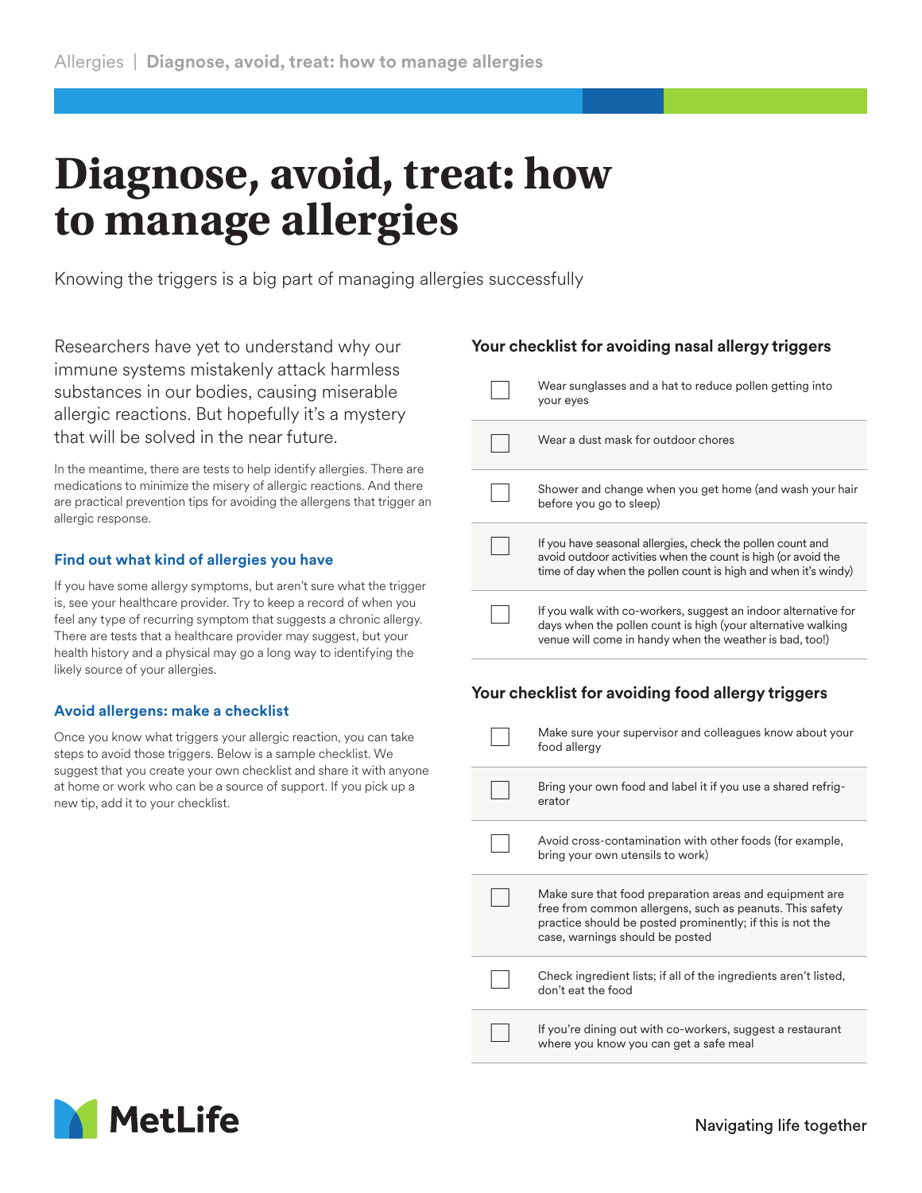# Diagnose, avoid, treat: how to manage allergies

Knowing the triggers is a big part of managing allergies successfully

Researchers have yet to understand why our immune systems mistakenly attack harmless substances in our bodies, causing miserable allergic reactions. But hopefully it's a mystery that will be solved in the near future.

In the meantime, there are tests to help identify allergies. There are medications to minimize the misery of allergic reactions. And there are practical prevention tips for avoiding the allergens that trigger an allergic response.

### Find out what kind of allergies you have

If you have some allergy symptoms, but aren't sure what the trigger is, see your healthcare provider. Try to keep a record of when you feel any type of recurring symptom that suggests a chronic allergy. There are tests that a healthcare provider may suggest, but your health history and a physical may go a long way to identifying the likely source of your allergies.

### Avoid allergens: make a checklist

Once you know what triggers your allergic reaction, you can take steps to avoid those triggers. Below is a sample checklist. We suggest that you create your own checklist and share it with anyone at home or work who can be a source of support. If you pick up a new tip, add it to your checklist.

### Your checklist for avoiding nasal allergy triggers

- [ ] Wear sunglasses and a hat to reduce pollen getting into your eyes
- [ ] Wear a dust mask for outdoor chores
- [ ] Shower and change when you get home (and wash your hair before you go to sleep)
- [ ] If you have seasonal allergies, check the pollen count and avoid outdoor activities when the count is high (or avoid the time of day when the pollen count is high and when it's windy)
- [ ] If you walk with co-workers, suggest an indoor alternative for days when the pollen count is high (your alternative walking venue will come in handy when the weather is bad, too!)

### Your checklist for avoiding food allergy triggers

- [ ] Make sure your supervisor and colleagues know about your food allergy
- [ ] Bring your own food and label it if you use a shared refrigerator
- [ ] Avoid cross-contamination with other foods (for example, bring your own utensils to work)
- [ ] Make sure that food preparation areas and equipment are free from common allergens, such as peanuts. This safety practice should be posted prominently; if this is not the case, warnings should be posted
- [ ] Check ingredient lists; if all of the ingredients aren't listed, don't eat the food
- [ ] If you're dining out with co-workers, suggest a restaurant where you know you can get a safe meal

MetLife

Navigating life together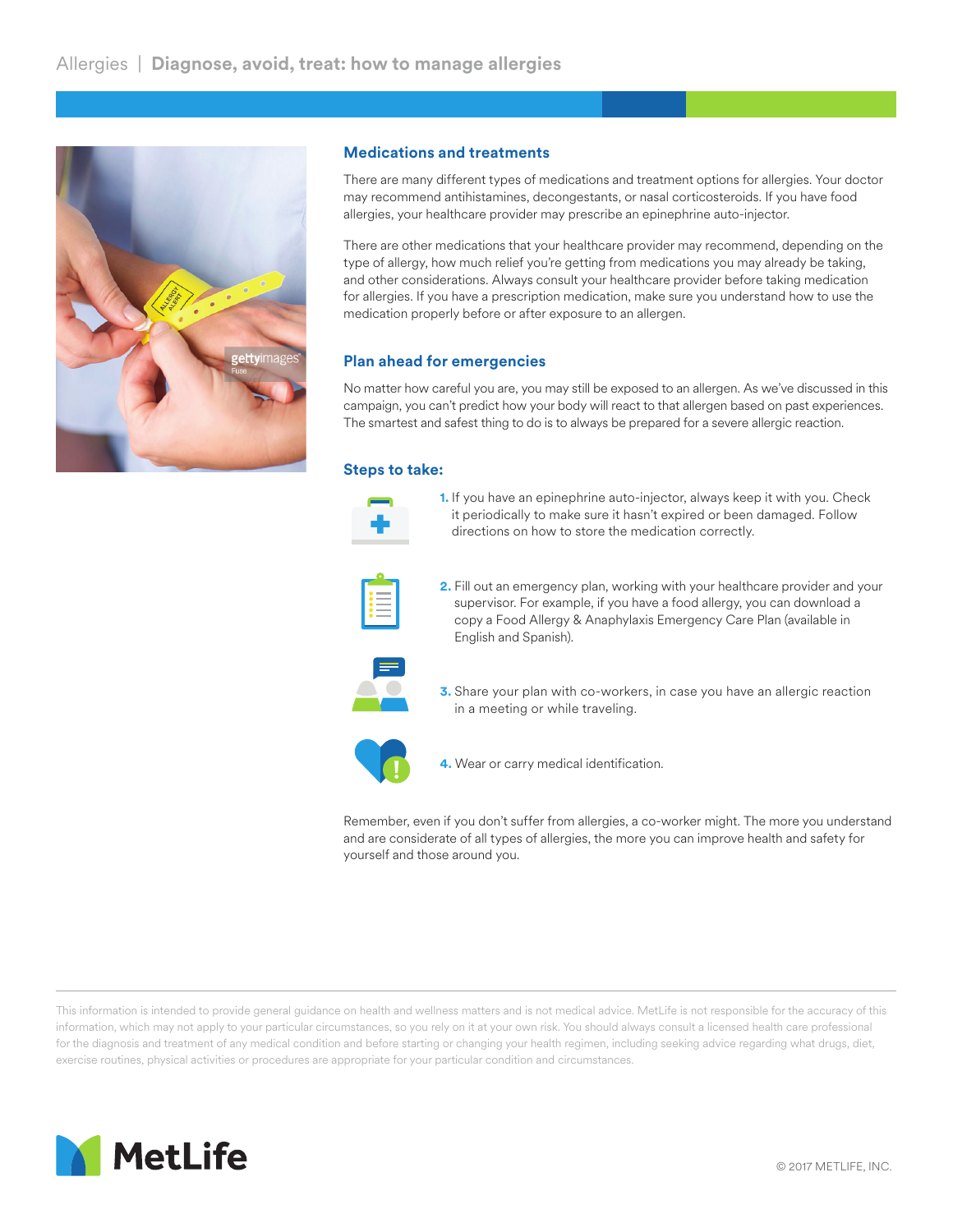## Medications and treatments

There are many different types of medications and treatment options for allergies. Your doctor may recommend antihistamines, decongestants, or nasal corticosteroids. If you have food allergies, your healthcare provider may prescribe an epinephrine auto-injector.

There are other medications that your healthcare provider may recommend, depending on the type of allergy, how much relief you're getting from medications you may already be taking, and other considerations. Always consult your healthcare provider before taking medication for allergies. If you have a prescription medication, make sure you understand how to use the medication properly before or after exposure to an allergen.

## Plan ahead for emergencies

No matter how careful you are, you may still be exposed to an allergen. As we've discussed in this campaign, you can't predict how your body will react to that allergen based on past experiences. The smartest and safest thing to do is to always be prepared for a severe allergic reaction.

### Steps to take:

1. If you have an epinephrine auto-injector, always keep it with you. Check it periodically to make sure it hasn't expired or been damaged. Follow directions on how to store the medication correctly.
2. Fill out an emergency plan, working with your healthcare provider and your supervisor. For example, if you have a food allergy, you can download a copy a Food Allergy & Anaphylaxis Emergency Care Plan (available in English and Spanish).
3. Share your plan with co-workers, in case you have an allergic reaction in a meeting or while traveling.
4. Wear or carry medical identification.

Remember, even if you don't suffer from allergies, a co-worker might. The more you understand and are considerate of all types of allergies, the more you can improve health and safety for yourself and those around you.

---

This information is intended to provide general guidance on health and wellness matters and is not medical advice. MetLife is not responsible for the accuracy of this information, which may not apply to your particular circumstances, so you rely on it at your own risk. You should always consult a licensed health care professional for the diagnosis and treatment of any medical condition and before starting or changing your health regimen, including seeking advice regarding what drugs, diet, exercise routines, physical activities or procedures are appropriate for your particular condition and circumstances.

MetLife

© 2017 METLIFE, INC.